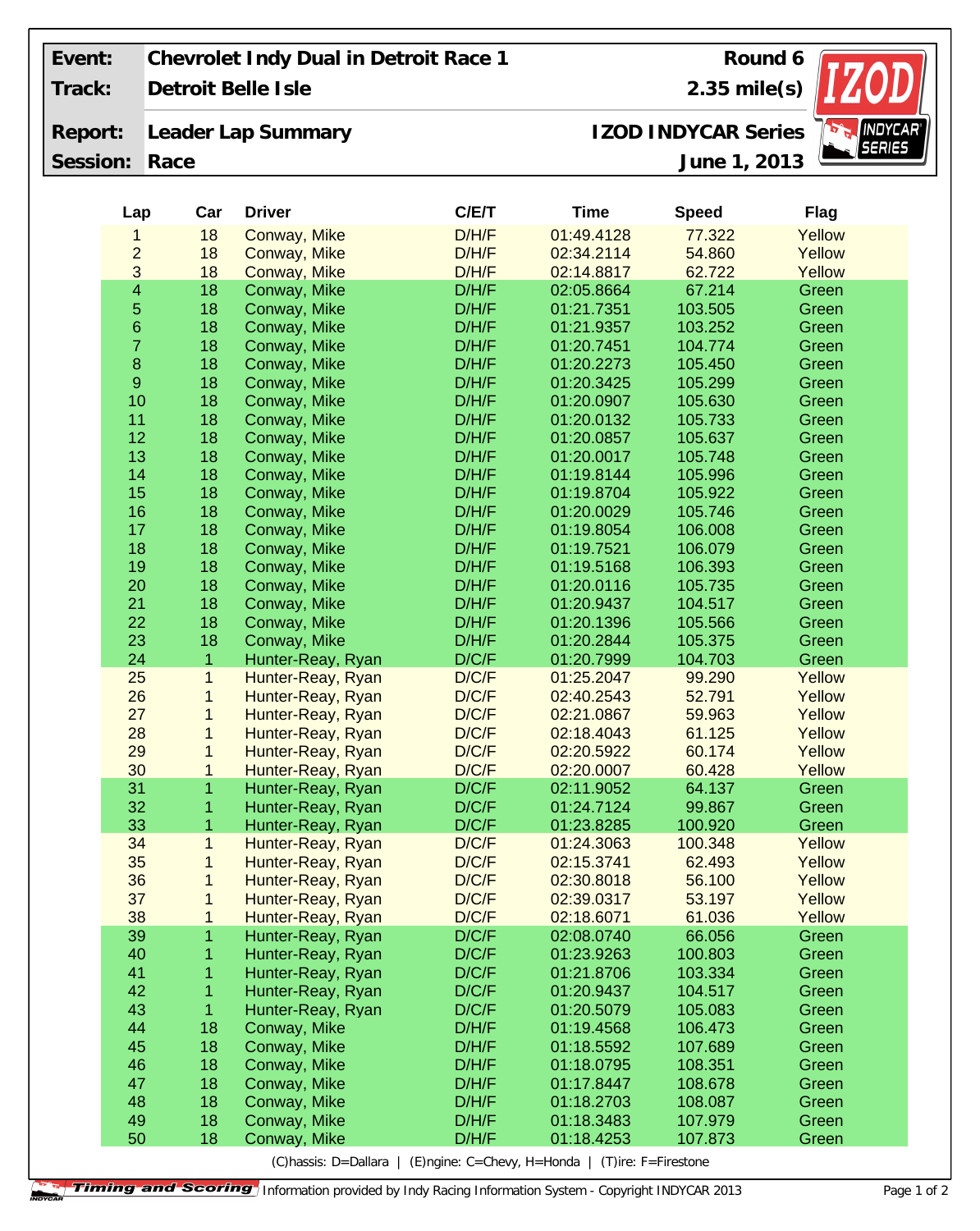| Event: | Chevrolet Indy Dual in Detroit Race 1 | Round 6 |
|---|---|---|
| Track: | Detroit Belle Isle | 2.35 mile(s) |
| Report: | Leader Lap Summary | IZOD INDYCAR Series |
| Session: | Race | June 1, 2013 |

| Lap | Car | Driver | C/E/T | Time | Speed | Flag |
|---|---|---|---|---|---|---|
| 1 | 18 | Conway, Mike | D/H/F | 01:49.4128 | 77.322 | Yellow |
| 2 | 18 | Conway, Mike | D/H/F | 02:34.2114 | 54.860 | Yellow |
| 3 | 18 | Conway, Mike | D/H/F | 02:14.8817 | 62.722 | Yellow |
| 4 | 18 | Conway, Mike | D/H/F | 02:05.8664 | 67.214 | Green |
| 5 | 18 | Conway, Mike | D/H/F | 01:21.7351 | 103.505 | Green |
| 6 | 18 | Conway, Mike | D/H/F | 01:21.9357 | 103.252 | Green |
| 7 | 18 | Conway, Mike | D/H/F | 01:20.7451 | 104.774 | Green |
| 8 | 18 | Conway, Mike | D/H/F | 01:20.2273 | 105.450 | Green |
| 9 | 18 | Conway, Mike | D/H/F | 01:20.3425 | 105.299 | Green |
| 10 | 18 | Conway, Mike | D/H/F | 01:20.0907 | 105.630 | Green |
| 11 | 18 | Conway, Mike | D/H/F | 01:20.0132 | 105.733 | Green |
| 12 | 18 | Conway, Mike | D/H/F | 01:20.0857 | 105.637 | Green |
| 13 | 18 | Conway, Mike | D/H/F | 01:20.0017 | 105.748 | Green |
| 14 | 18 | Conway, Mike | D/H/F | 01:19.8144 | 105.996 | Green |
| 15 | 18 | Conway, Mike | D/H/F | 01:19.8704 | 105.922 | Green |
| 16 | 18 | Conway, Mike | D/H/F | 01:20.0029 | 105.746 | Green |
| 17 | 18 | Conway, Mike | D/H/F | 01:19.8054 | 106.008 | Green |
| 18 | 18 | Conway, Mike | D/H/F | 01:19.7521 | 106.079 | Green |
| 19 | 18 | Conway, Mike | D/H/F | 01:19.5168 | 106.393 | Green |
| 20 | 18 | Conway, Mike | D/H/F | 01:20.0116 | 105.735 | Green |
| 21 | 18 | Conway, Mike | D/H/F | 01:20.9437 | 104.517 | Green |
| 22 | 18 | Conway, Mike | D/H/F | 01:20.1396 | 105.566 | Green |
| 23 | 18 | Conway, Mike | D/H/F | 01:20.2844 | 105.375 | Green |
| 24 | 1 | Hunter-Reay, Ryan | D/C/F | 01:20.7999 | 104.703 | Green |
| 25 | 1 | Hunter-Reay, Ryan | D/C/F | 01:25.2047 | 99.290 | Yellow |
| 26 | 1 | Hunter-Reay, Ryan | D/C/F | 02:40.2543 | 52.791 | Yellow |
| 27 | 1 | Hunter-Reay, Ryan | D/C/F | 02:21.0867 | 59.963 | Yellow |
| 28 | 1 | Hunter-Reay, Ryan | D/C/F | 02:18.4043 | 61.125 | Yellow |
| 29 | 1 | Hunter-Reay, Ryan | D/C/F | 02:20.5922 | 60.174 | Yellow |
| 30 | 1 | Hunter-Reay, Ryan | D/C/F | 02:20.0007 | 60.428 | Yellow |
| 31 | 1 | Hunter-Reay, Ryan | D/C/F | 02:11.9052 | 64.137 | Green |
| 32 | 1 | Hunter-Reay, Ryan | D/C/F | 01:24.7124 | 99.867 | Green |
| 33 | 1 | Hunter-Reay, Ryan | D/C/F | 01:23.8285 | 100.920 | Green |
| 34 | 1 | Hunter-Reay, Ryan | D/C/F | 01:24.3063 | 100.348 | Yellow |
| 35 | 1 | Hunter-Reay, Ryan | D/C/F | 02:15.3741 | 62.493 | Yellow |
| 36 | 1 | Hunter-Reay, Ryan | D/C/F | 02:30.8018 | 56.100 | Yellow |
| 37 | 1 | Hunter-Reay, Ryan | D/C/F | 02:39.0317 | 53.197 | Yellow |
| 38 | 1 | Hunter-Reay, Ryan | D/C/F | 02:18.6071 | 61.036 | Yellow |
| 39 | 1 | Hunter-Reay, Ryan | D/C/F | 02:08.0740 | 66.056 | Green |
| 40 | 1 | Hunter-Reay, Ryan | D/C/F | 01:23.9263 | 100.803 | Green |
| 41 | 1 | Hunter-Reay, Ryan | D/C/F | 01:21.8706 | 103.334 | Green |
| 42 | 1 | Hunter-Reay, Ryan | D/C/F | 01:20.9437 | 104.517 | Green |
| 43 | 1 | Hunter-Reay, Ryan | D/C/F | 01:20.5079 | 105.083 | Green |
| 44 | 18 | Conway, Mike | D/H/F | 01:19.4568 | 106.473 | Green |
| 45 | 18 | Conway, Mike | D/H/F | 01:18.5592 | 107.689 | Green |
| 46 | 18 | Conway, Mike | D/H/F | 01:18.0795 | 108.351 | Green |
| 47 | 18 | Conway, Mike | D/H/F | 01:17.8447 | 108.678 | Green |
| 48 | 18 | Conway, Mike | D/H/F | 01:18.2703 | 108.087 | Green |
| 49 | 18 | Conway, Mike | D/H/F | 01:18.3483 | 107.979 | Green |
| 50 | 18 | Conway, Mike | D/H/F | 01:18.4253 | 107.873 | Green |

(C)hassis: D=Dallara | (E)ngine: C=Chevy, H=Honda | (T)ire: F=Firestone

Timing and Scoring Information provided by Indy Racing Information System - Copyright INDYCAR 2013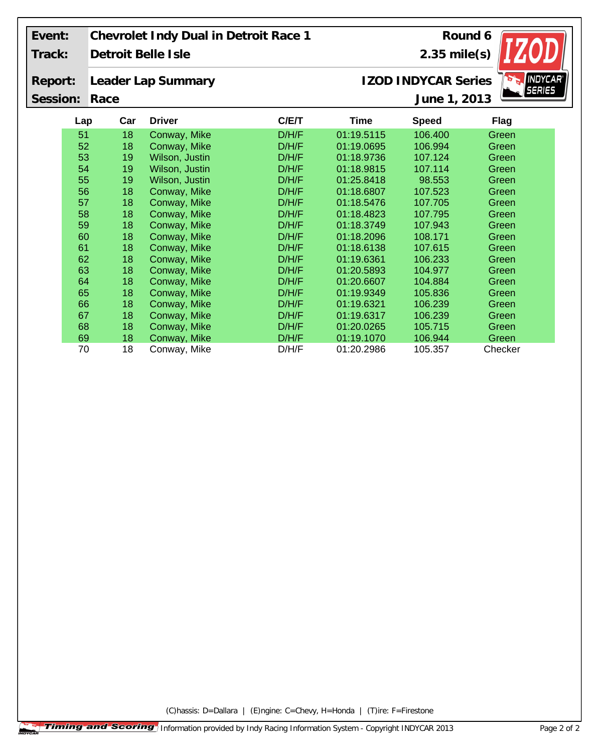| | | | |
|---|---|---|---|
| **Event:** | **Chevrolet Indy Dual in Detroit Race 1** | **Round 6** | |
| **Track:** | **Detroit Belle Isle** | **2.35 mile(s)** | |
| **Report:** | **Leader Lap Summary** | **IZOD INDYCAR Series** | |
| **Session:** | **Race** | **June 1, 2013** | |

| Lap | Car | Driver | C/E/T | Time | Speed | Flag |
|---|---|---|---|---|---|---|
| 51 | 18 | Conway, Mike | D/H/F | 01:19.5115 | 106.400 | Green |
| 52 | 18 | Conway, Mike | D/H/F | 01:19.0695 | 106.994 | Green |
| 53 | 19 | Wilson, Justin | D/H/F | 01:18.9736 | 107.124 | Green |
| 54 | 19 | Wilson, Justin | D/H/F | 01:18.9815 | 107.114 | Green |
| 55 | 19 | Wilson, Justin | D/H/F | 01:25.8418 | 98.553 | Green |
| 56 | 18 | Conway, Mike | D/H/F | 01:18.6807 | 107.523 | Green |
| 57 | 18 | Conway, Mike | D/H/F | 01:18.5476 | 107.705 | Green |
| 58 | 18 | Conway, Mike | D/H/F | 01:18.4823 | 107.795 | Green |
| 59 | 18 | Conway, Mike | D/H/F | 01:18.3749 | 107.943 | Green |
| 60 | 18 | Conway, Mike | D/H/F | 01:18.2096 | 108.171 | Green |
| 61 | 18 | Conway, Mike | D/H/F | 01:18.6138 | 107.615 | Green |
| 62 | 18 | Conway, Mike | D/H/F | 01:19.6361 | 106.233 | Green |
| 63 | 18 | Conway, Mike | D/H/F | 01:20.5893 | 104.977 | Green |
| 64 | 18 | Conway, Mike | D/H/F | 01:20.6607 | 104.884 | Green |
| 65 | 18 | Conway, Mike | D/H/F | 01:19.9349 | 105.836 | Green |
| 66 | 18 | Conway, Mike | D/H/F | 01:19.6321 | 106.239 | Green |
| 67 | 18 | Conway, Mike | D/H/F | 01:19.6317 | 106.239 | Green |
| 68 | 18 | Conway, Mike | D/H/F | 01:20.0265 | 105.715 | Green |
| 69 | 18 | Conway, Mike | D/H/F | 01:19.1070 | 106.944 | Green |
| 70 | 18 | Conway, Mike | D/H/F | 01:20.2986 | 105.357 | Checker |

(C)hassis: D=Dallara | (E)ngine: C=Chevy, H=Honda | (T)ire: F=Firestone

Timing and Scoring Information provided by Indy Racing Information System - Copyright INDYCAR 2013